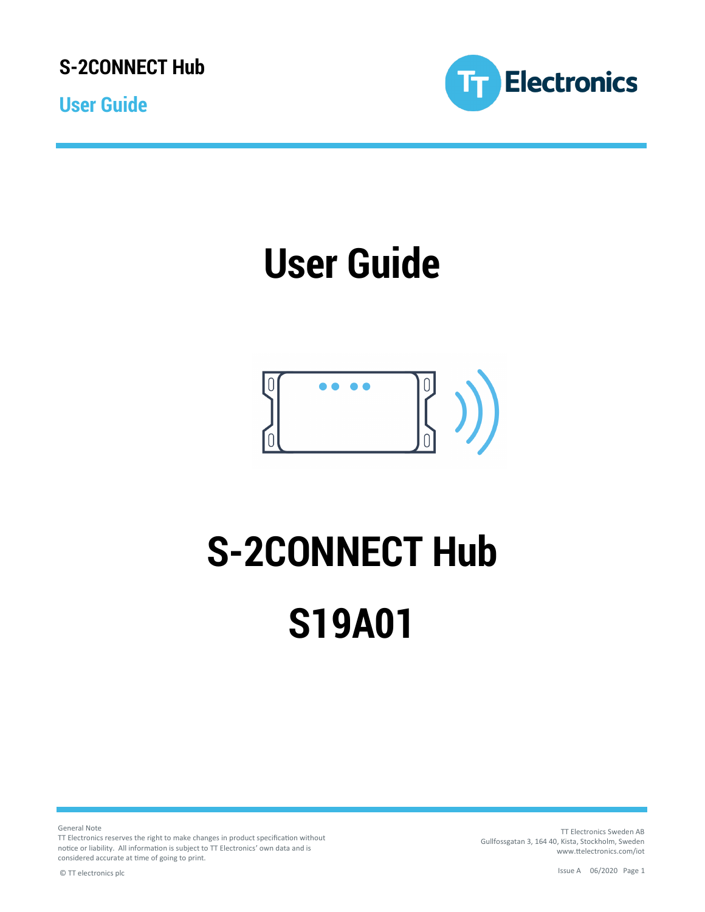# User Guide

# S-2CONNECT Hub

# S19A01

General Note
TT Electronics reserves the right to make changes in product specification without notice or liability. All information is subject to TT Electronics' own data and is considered accurate at time of going to print.

© TT electronics plc

TT Electronics Sweden AB
Gullfossgatan 3, 164 40, Kista, Stockholm, Sweden
www.ttelectronics.com/iot

Issue A 06/2020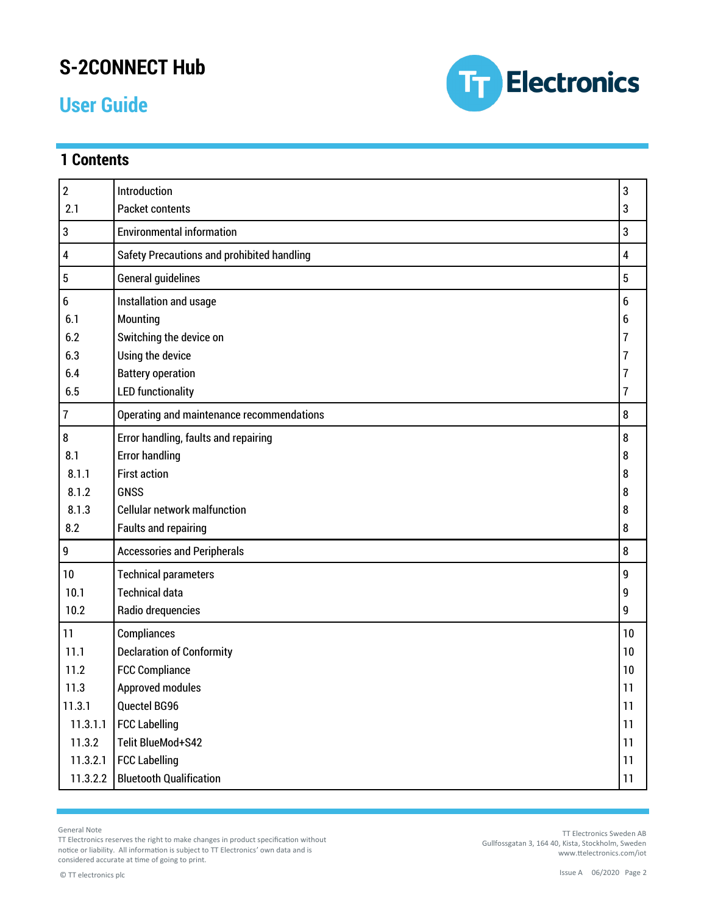# S-2CONNECT Hub

## User Guide

## 1 Contents

| | | |
|---|---|---|
| 2 | Introduction | 3 |
| 2.1 | Packet contents | 3 |
| 3 | Environmental information | 3 |
| 4 | Safety Precautions and prohibited handling | 4 |
| 5 | General guidelines | 5 |
| 6 | Installation and usage | 6 |
| 6.1 | Mounting | 6 |
| 6.2 | Switching the device on | 7 |
| 6.3 | Using the device | 7 |
| 6.4 | Battery operation | 7 |
| 6.5 | LED functionality | 7 |
| 7 | Operating and maintenance recommendations | 8 |
| 8 | Error handling, faults and repairing | 8 |
| 8.1 | Error handling | 8 |
| 8.1.1 | First action | 8 |
| 8.1.2 | GNSS | 8 |
| 8.1.3 | Cellular network malfunction | 8 |
| 8.2 | Faults and repairing | 8 |
| 9 | Accessories and Peripherals | 8 |
| 10 | Technical parameters | 9 |
| 10.1 | Technical data | 9 |
| 10.2 | Radio drequencies | 9 |
| 11 | Compliances | 10 |
| 11.1 | Declaration of Conformity | 10 |
| 11.2 | FCC Compliance | 10 |
| 11.3 | Approved modules | 11 |
| 11.3.1 | Quectel BG96 | 11 |
| 11.3.1.1 | FCC Labelling | 11 |
| 11.3.2 | Telit BlueMod+S42 | 11 |
| 11.3.2.1 | FCC Labelling | 11 |
| 11.3.2.2 | Bluetooth Qualification | 11 |

General Note
TT Electronics reserves the right to make changes in product specification without notice or liability. All information is subject to TT Electronics' own data and is considered accurate at time of going to print.

© TT electronics plc

TT Electronics Sweden AB
Gullfossgatan 3, 164 40, Kista, Stockholm, Sweden
www.ttelectronics.com/iot

Issue A 06/2020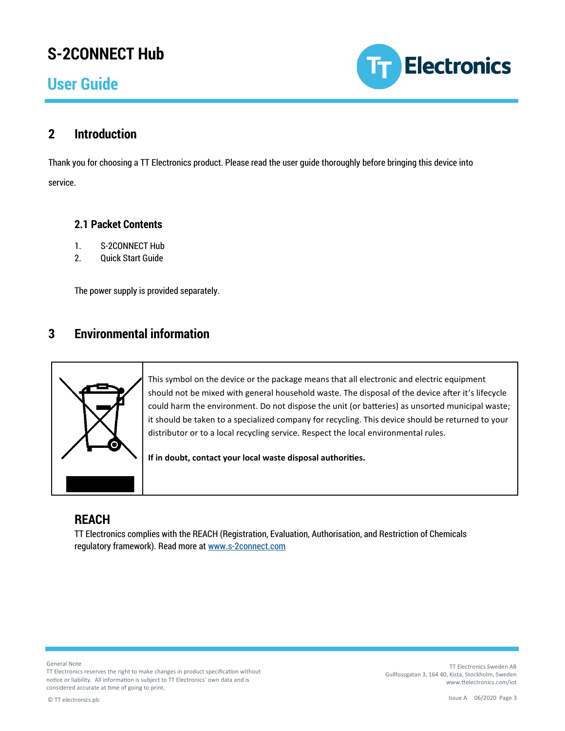## 2 Introduction

Thank you for choosing a TT Electronics product. Please read the user guide thoroughly before bringing this device into service.

### 2.1 Packet Contents

1. S-2CONNECT Hub
2. Quick Start Guide

The power supply is provided separately.

## 3 Environmental information

This symbol on the device or the package means that all electronic and electric equipment should not be mixed with general household waste. The disposal of the device after it's lifecycle could harm the environment. Do not dispose the unit (or batteries) as unsorted municipal waste; it should be taken to a specialized company for recycling. This device should be returned to your distributor or to a local recycling service. Respect the local environmental rules.

**If in doubt, contact your local waste disposal authorities.**

### REACH

TT Electronics complies with the REACH (Registration, Evaluation, Authorisation, and Restriction of Chemicals regulatory framework). Read more at www.s-2connect.com

General Note
TT Electronics reserves the right to make changes in product specification without notice or liability. All information is subject to TT Electronics' own data and is considered accurate at time of going to print.

© TT electronics plc

TT Electronics Sweden AB
Gullfossgatan 3, 164 40, Kista, Stockholm, Sweden
www.ttelectronics.com/iot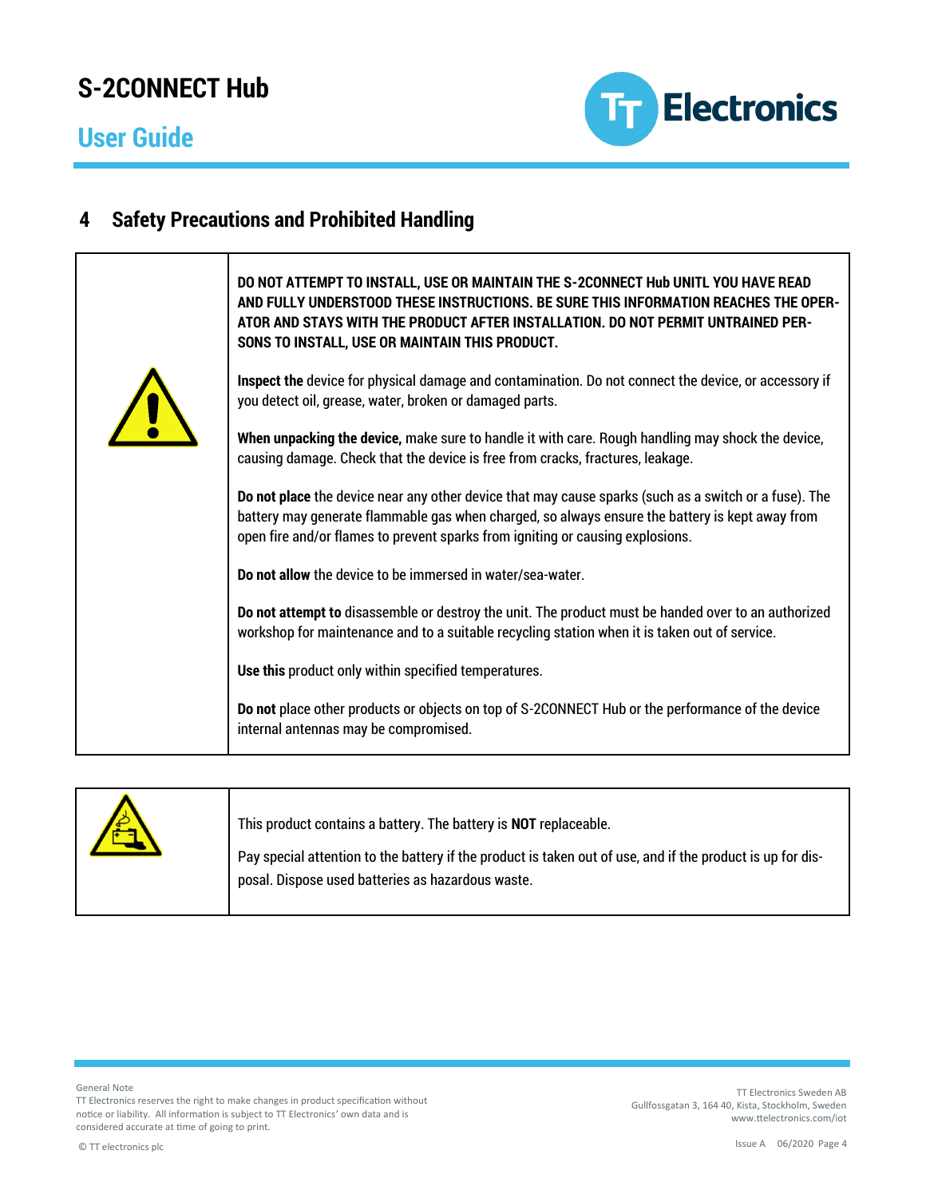# 4 Safety Precautions and Prohibited Handling

**DO NOT ATTEMPT TO INSTALL, USE OR MAINTAIN THE S-2CONNECT Hub UNITL YOU HAVE READ AND FULLY UNDERSTOOD THESE INSTRUCTIONS. BE SURE THIS INFORMATION REACHES THE OPERATOR AND STAYS WITH THE PRODUCT AFTER INSTALLATION. DO NOT PERMIT UNTRAINED PERSONS TO INSTALL, USE OR MAINTAIN THIS PRODUCT.**

**Inspect the** device for physical damage and contamination. Do not connect the device, or accessory if you detect oil, grease, water, broken or damaged parts.

**When unpacking the device,** make sure to handle it with care. Rough handling may shock the device, causing damage. Check that the device is free from cracks, fractures, leakage.

**Do not place** the device near any other device that may cause sparks (such as a switch or a fuse). The battery may generate flammable gas when charged, so always ensure the battery is kept away from open fire and/or flames to prevent sparks from igniting or causing explosions.

**Do not allow** the device to be immersed in water/sea-water.

**Do not attempt to** disassemble or destroy the unit. The product must be handed over to an authorized workshop for maintenance and to a suitable recycling station when it is taken out of service.

**Use this** product only within specified temperatures.

**Do not** place other products or objects on top of S-2CONNECT Hub or the performance of the device internal antennas may be compromised.

This product contains a battery. The battery is **NOT** replaceable.

Pay special attention to the battery if the product is taken out of use, and if the product is up for disposal. Dispose used batteries as hazardous waste.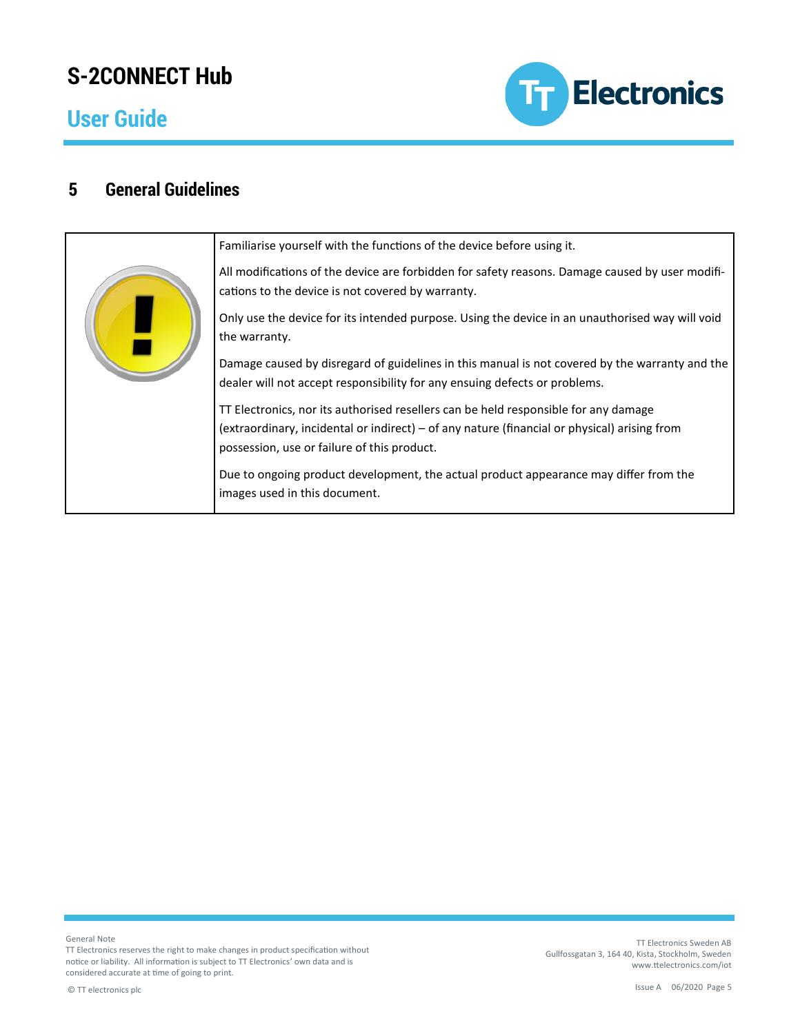## 5 General Guidelines

Familiarise yourself with the functions of the device before using it.

All modifications of the device are forbidden for safety reasons. Damage caused by user modifications to the device is not covered by warranty.

Only use the device for its intended purpose. Using the device in an unauthorised way will void the warranty.

Damage caused by disregard of guidelines in this manual is not covered by the warranty and the dealer will not accept responsibility for any ensuing defects or problems.

TT Electronics, nor its authorised resellers can be held responsible for any damage (extraordinary, incidental or indirect) – of any nature (financial or physical) arising from possession, use or failure of this product.

Due to ongoing product development, the actual product appearance may differ from the images used in this document.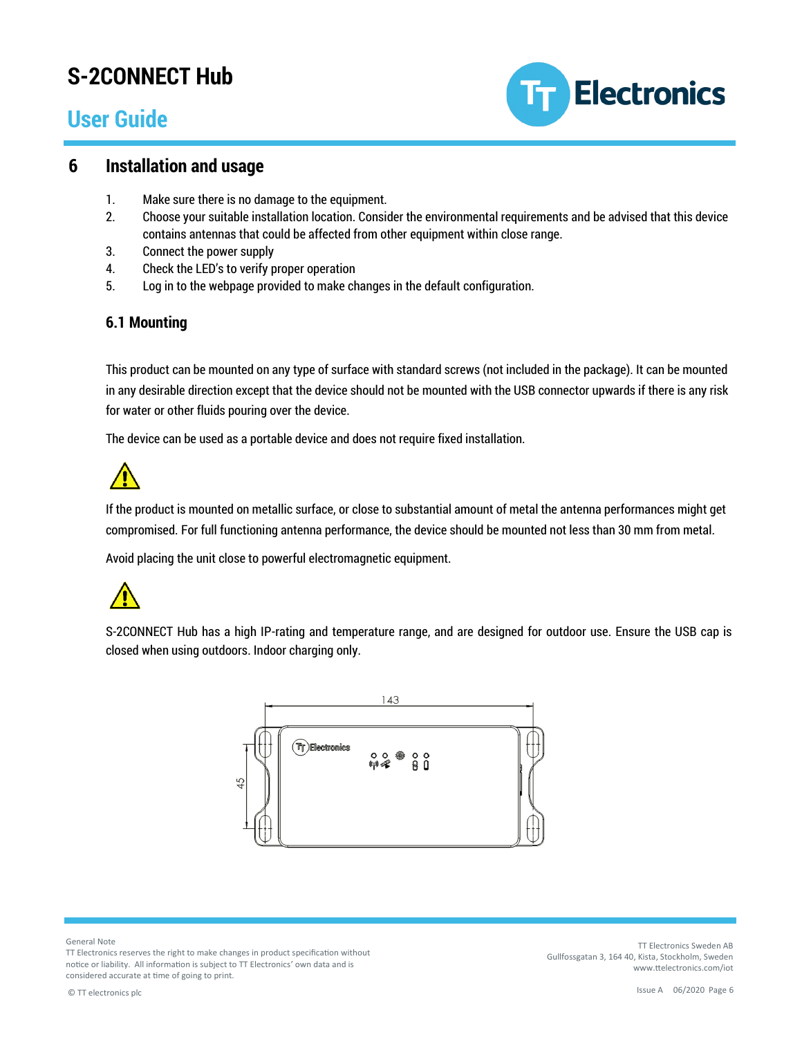# 6 Installation and usage

1. Make sure there is no damage to the equipment.
2. Choose your suitable installation location. Consider the environmental requirements and be advised that this device contains antennas that could be affected from other equipment within close range.
3. Connect the power supply
4. Check the LED's to verify proper operation
5. Log in to the webpage provided to make changes in the default configuration.

## 6.1 Mounting

This product can be mounted on any type of surface with standard screws (not included in the package). It can be mounted in any desirable direction except that the device should not be mounted with the USB connector upwards if there is any risk for water or other fluids pouring over the device.

The device can be used as a portable device and does not require fixed installation.

⚠

If the product is mounted on metallic surface, or close to substantial amount of metal the antenna performances might get compromised. For full functioning antenna performance, the device should be mounted not less than 30 mm from metal.

Avoid placing the unit close to powerful electromagnetic equipment.

⚠

S-2CONNECT Hub has a high IP-rating and temperature range, and are designed for outdoor use. Ensure the USB cap is closed when using outdoors. Indoor charging only.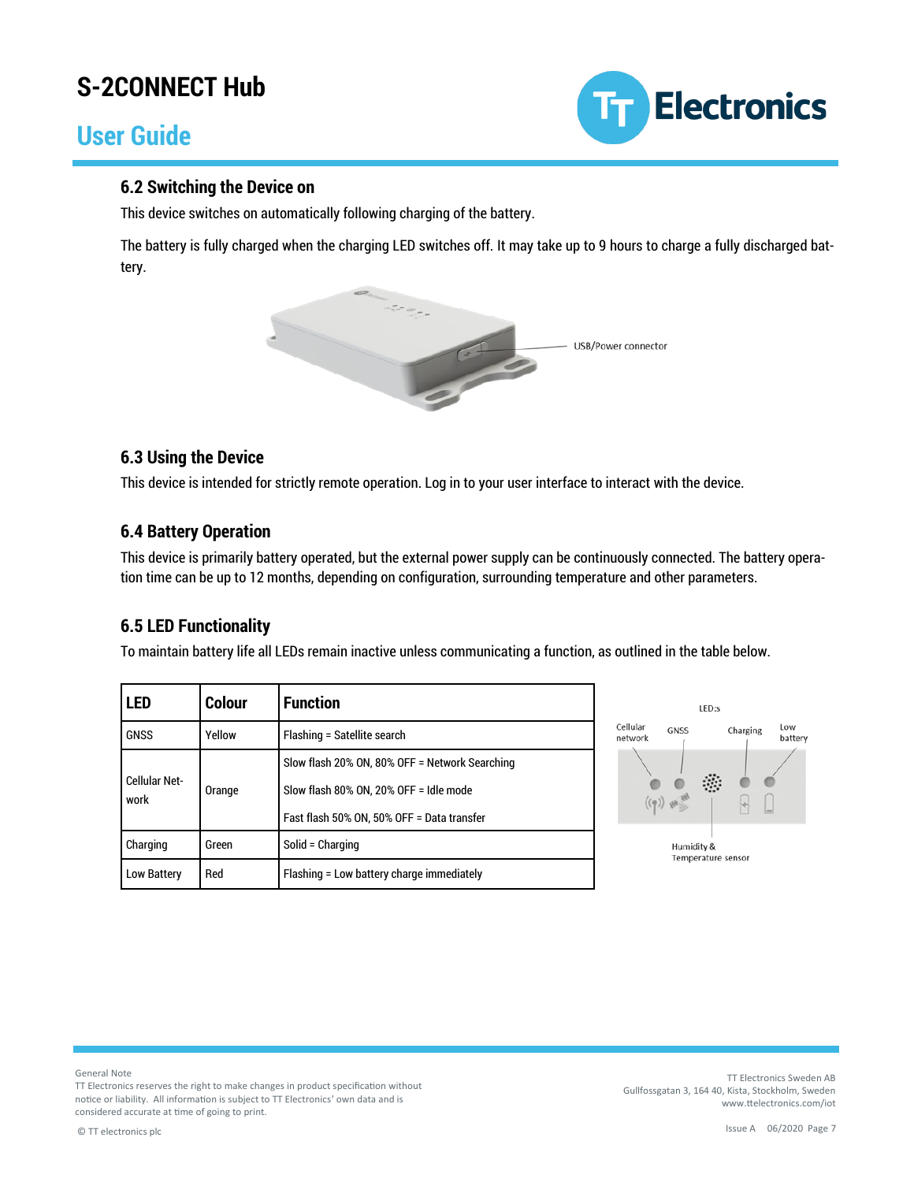### 6.2 Switching the Device on

This device switches on automatically following charging of the battery.

The battery is fully charged when the charging LED switches off. It may take up to 9 hours to charge a fully discharged battery.

USB/Power connector

### 6.3 Using the Device

This device is intended for strictly remote operation. Log in to your user interface to interact with the device.

### 6.4 Battery Operation

This device is primarily battery operated, but the external power supply can be continuously connected. The battery operation time can be up to 12 months, depending on configuration, surrounding temperature and other parameters.

### 6.5 LED Functionality

To maintain battery life all LEDs remain inactive unless communicating a function, as outlined in the table below.

| LED | Colour | Function |
|---|---|---|
| GNSS | Yellow | Flashing = Satellite search |
| Cellular Network | Orange | Slow flash 20% ON, 80% OFF = Network Searching<br>Slow flash 80% ON, 20% OFF = Idle mode<br>Fast flash 50% ON, 50% OFF = Data transfer |
| Charging | Green | Solid = Charging |
| Low Battery | Red | Flashing = Low battery charge immediately |

LED:s

Cellular network, GNSS, Charging, Low battery

Humidity & Temperature sensor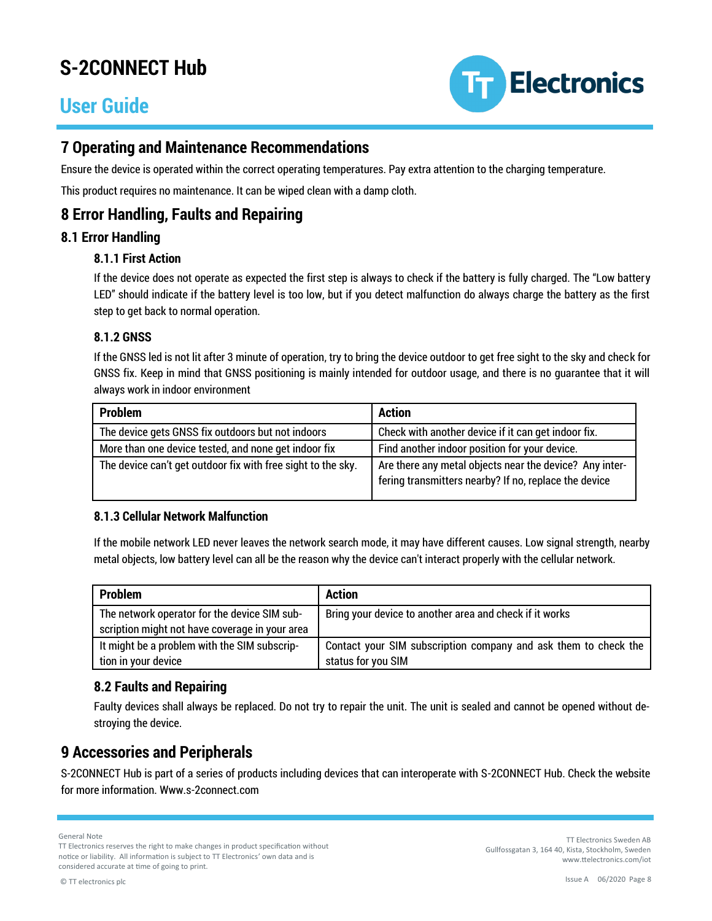## 7 Operating and Maintenance Recommendations

Ensure the device is operated within the correct operating temperatures. Pay extra attention to the charging temperature.

This product requires no maintenance. It can be wiped clean with a damp cloth.

## 8 Error Handling, Faults and Repairing

### 8.1 Error Handling

#### 8.1.1 First Action

If the device does not operate as expected the first step is always to check if the battery is fully charged. The "Low battery LED" should indicate if the battery level is too low, but if you detect malfunction do always charge the battery as the first step to get back to normal operation.

#### 8.1.2 GNSS

If the GNSS led is not lit after 3 minute of operation, try to bring the device outdoor to get free sight to the sky and check for GNSS fix. Keep in mind that GNSS positioning is mainly intended for outdoor usage, and there is no guarantee that it will always work in indoor environment

| Problem | Action |
|---|---|
| The device gets GNSS fix outdoors but not indoors | Check with another device if it can get indoor fix. |
| More than one device tested, and none get indoor fix | Find another indoor position for your device. |
| The device can't get outdoor fix with free sight to the sky. | Are there any metal objects near the device? Any interfering transmitters nearby? If no, replace the device |

#### 8.1.3 Cellular Network Malfunction

If the mobile network LED never leaves the network search mode, it may have different causes. Low signal strength, nearby metal objects, low battery level can all be the reason why the device can't interact properly with the cellular network.

| Problem | Action |
|---|---|
| The network operator for the device SIM subscription might not have coverage in your area | Bring your device to another area and check if it works |
| It might be a problem with the SIM subscription in your device | Contact your SIM subscription company and ask them to check the status for you SIM |

### 8.2 Faults and Repairing

Faulty devices shall always be replaced. Do not try to repair the unit. The unit is sealed and cannot be opened without destroying the device.

## 9 Accessories and Peripherals

S-2CONNECT Hub is part of a series of products including devices that can interoperate with S-2CONNECT Hub. Check the website for more information. Www.s-2connect.com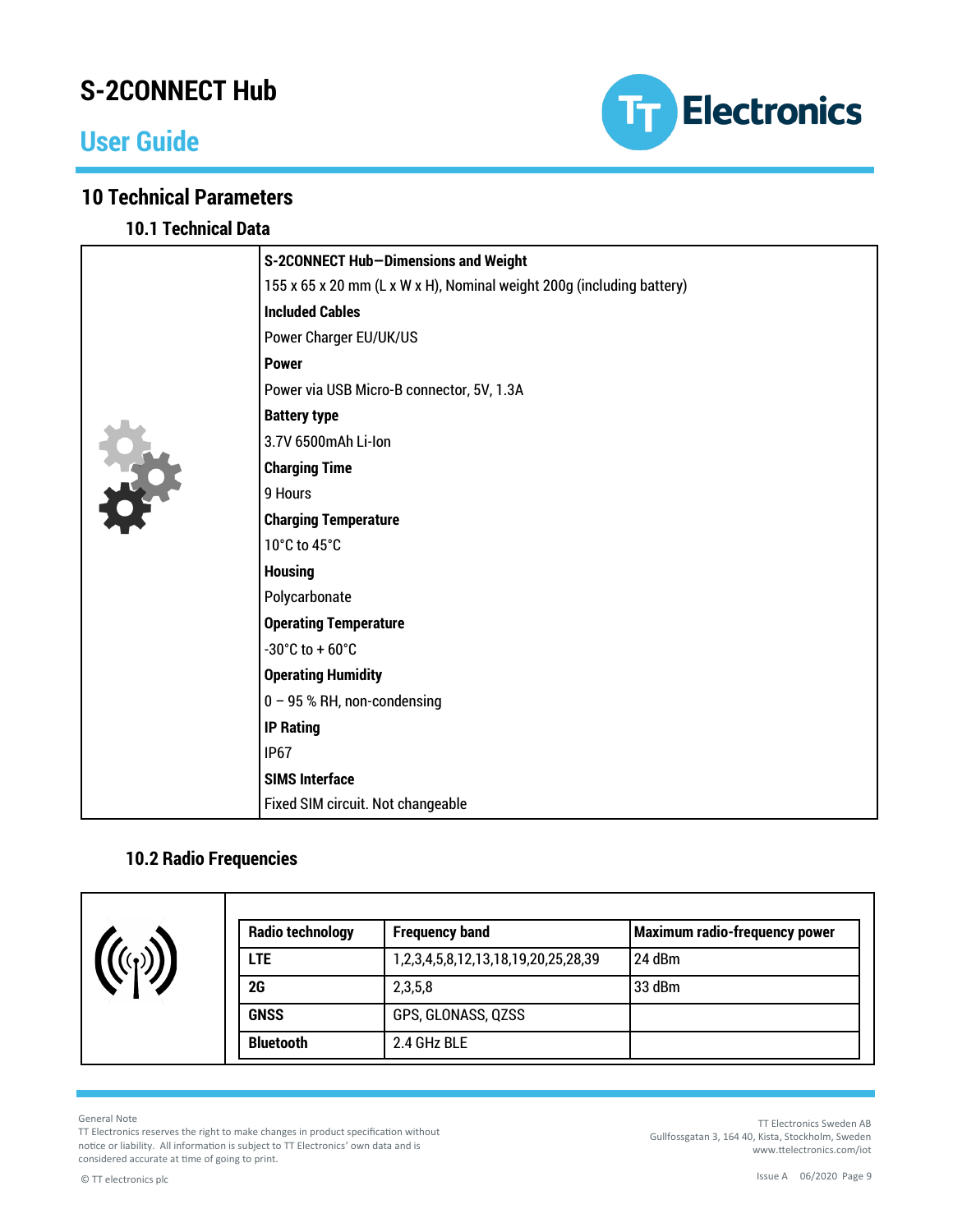## 10 Technical Parameters

### 10.1 Technical Data

**S-2CONNECT Hub—Dimensions and Weight**

155 x 65 x 20 mm (L x W x H), Nominal weight 200g (including battery)

**Included Cables**

Power Charger EU/UK/US

**Power**

Power via USB Micro-B connector, 5V, 1.3A

**Battery type**

3.7V 6500mAh Li-Ion

**Charging Time**

9 Hours

**Charging Temperature**

10°C to 45°C

**Housing**

Polycarbonate

**Operating Temperature**

-30°C to + 60°C

**Operating Humidity**

0 – 95 % RH, non-condensing

**IP Rating**

IP67

**SIMS Interface**

Fixed SIM circuit. Not changeable

### 10.2 Radio Frequencies

| Radio technology | Frequency band | Maximum radio-frequency power |
|---|---|---|
| LTE | 1,2,3,4,5,8,12,13,18,19,20,25,28,39 | 24 dBm |
| 2G | 2,3,5,8 | 33 dBm |
| GNSS | GPS, GLONASS, QZSS | |
| Bluetooth | 2.4 GHz BLE | |

General Note
TT Electronics reserves the right to make changes in product specification without notice or liability. All information is subject to TT Electronics' own data and is considered accurate at time of going to print.

© TT electronics plc

TT Electronics Sweden AB
Gullfossgatan 3, 164 40, Kista, Stockholm, Sweden
www.ttelectronics.com/iot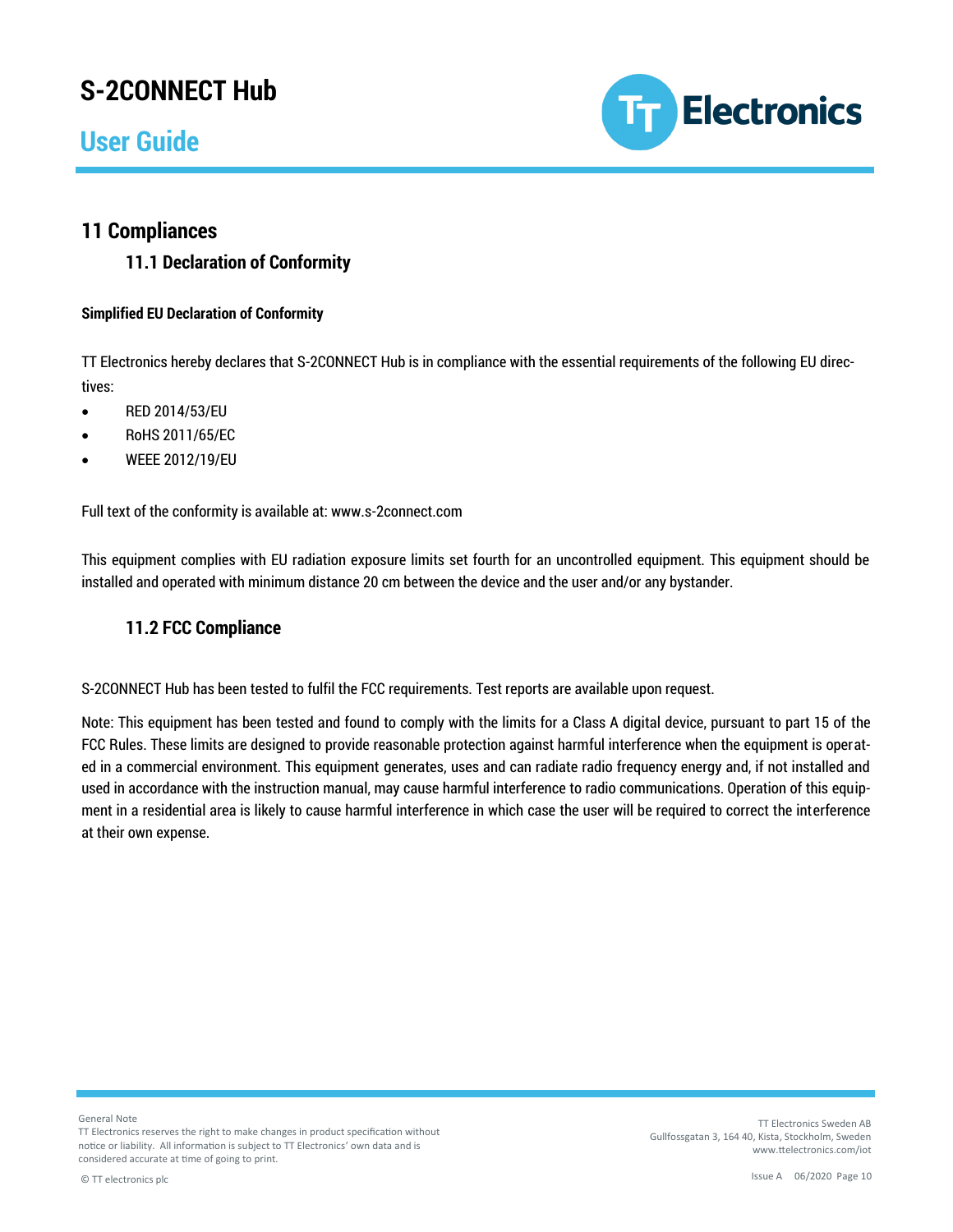## 11 Compliances

### 11.1 Declaration of Conformity

**Simplified EU Declaration of Conformity**

TT Electronics hereby declares that S-2CONNECT Hub is in compliance with the essential requirements of the following EU directives:

- RED 2014/53/EU
- RoHS 2011/65/EC
- WEEE 2012/19/EU

Full text of the conformity is available at: www.s-2connect.com

This equipment complies with EU radiation exposure limits set fourth for an uncontrolled equipment. This equipment should be installed and operated with minimum distance 20 cm between the device and the user and/or any bystander.

### 11.2 FCC Compliance

S-2CONNECT Hub has been tested to fulfil the FCC requirements. Test reports are available upon request.

Note: This equipment has been tested and found to comply with the limits for a Class A digital device, pursuant to part 15 of the FCC Rules. These limits are designed to provide reasonable protection against harmful interference when the equipment is operated in a commercial environment. This equipment generates, uses and can radiate radio frequency energy and, if not installed and used in accordance with the instruction manual, may cause harmful interference to radio communications. Operation of this equipment in a residential area is likely to cause harmful interference in which case the user will be required to correct the interference at their own expense.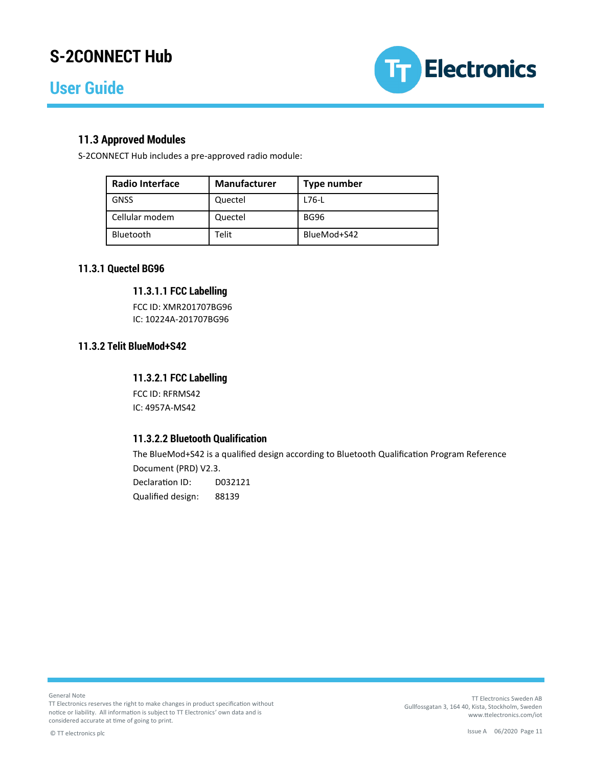## 11.3 Approved Modules

S-2CONNECT Hub includes a pre-approved radio module:

| Radio Interface | Manufacturer | Type number |
| --- | --- | --- |
| GNSS | Quectel | L76-L |
| Cellular modem | Quectel | BG96 |
| Bluetooth | Telit | BlueMod+S42 |

### 11.3.1 Quectel BG96

#### 11.3.1.1 FCC Labelling

FCC ID: XMR201707BG96
IC: 10224A-201707BG96

### 11.3.2 Telit BlueMod+S42

#### 11.3.2.1 FCC Labelling

FCC ID: RFRMS42
IC: 4957A-MS42

#### 11.3.2.2 Bluetooth Qualification

The BlueMod+S42 is a qualified design according to Bluetooth Qualification Program Reference Document (PRD) V2.3.

Declaration ID: D032121
Qualified design: 88139